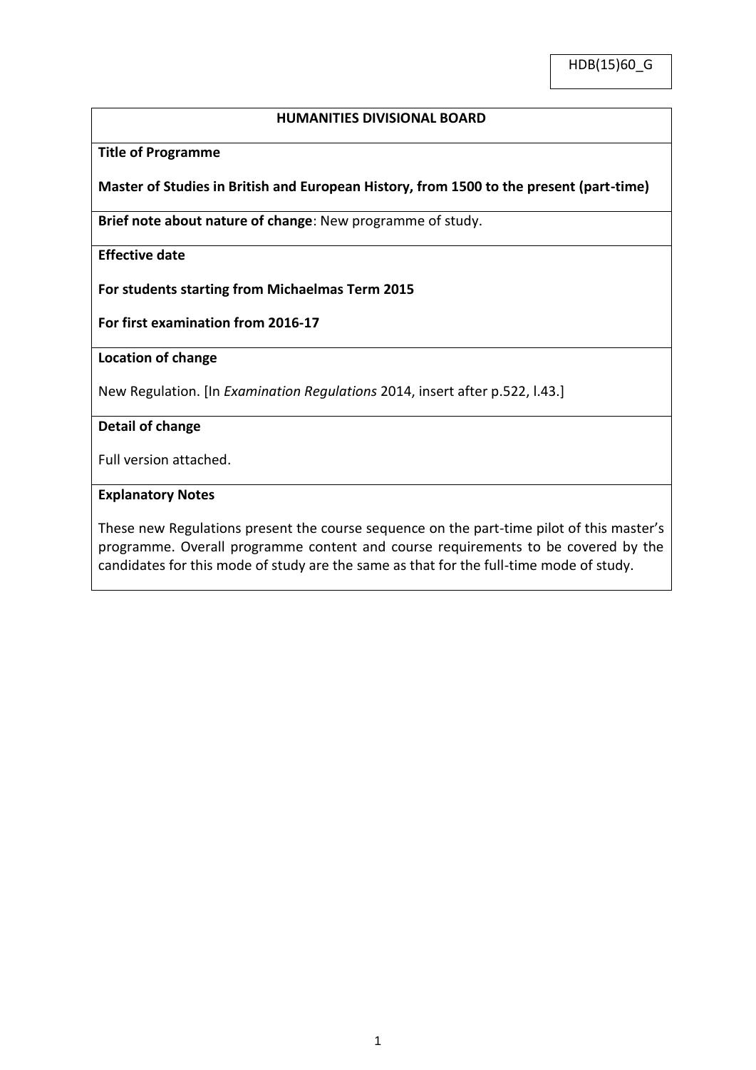HDB(15)60_G

# HUMANITIES DIVISIONAL BOARD

**Title of Programme**

**Master of Studies in British and European History, from 1500 to the present (part-time)**

**Brief note about nature of change**: New programme of study.

**Effective date**

**For students starting from Michaelmas Term 2015**

**For first examination from 2016-17**

**Location of change**

New Regulation. [In *Examination Regulations* 2014, insert after p.522, l.43.]

**Detail of change**

Full version attached.

**Explanatory Notes**

These new Regulations present the course sequence on the part-time pilot of this master's programme. Overall programme content and course requirements to be covered by the candidates for this mode of study are the same as that for the full-time mode of study.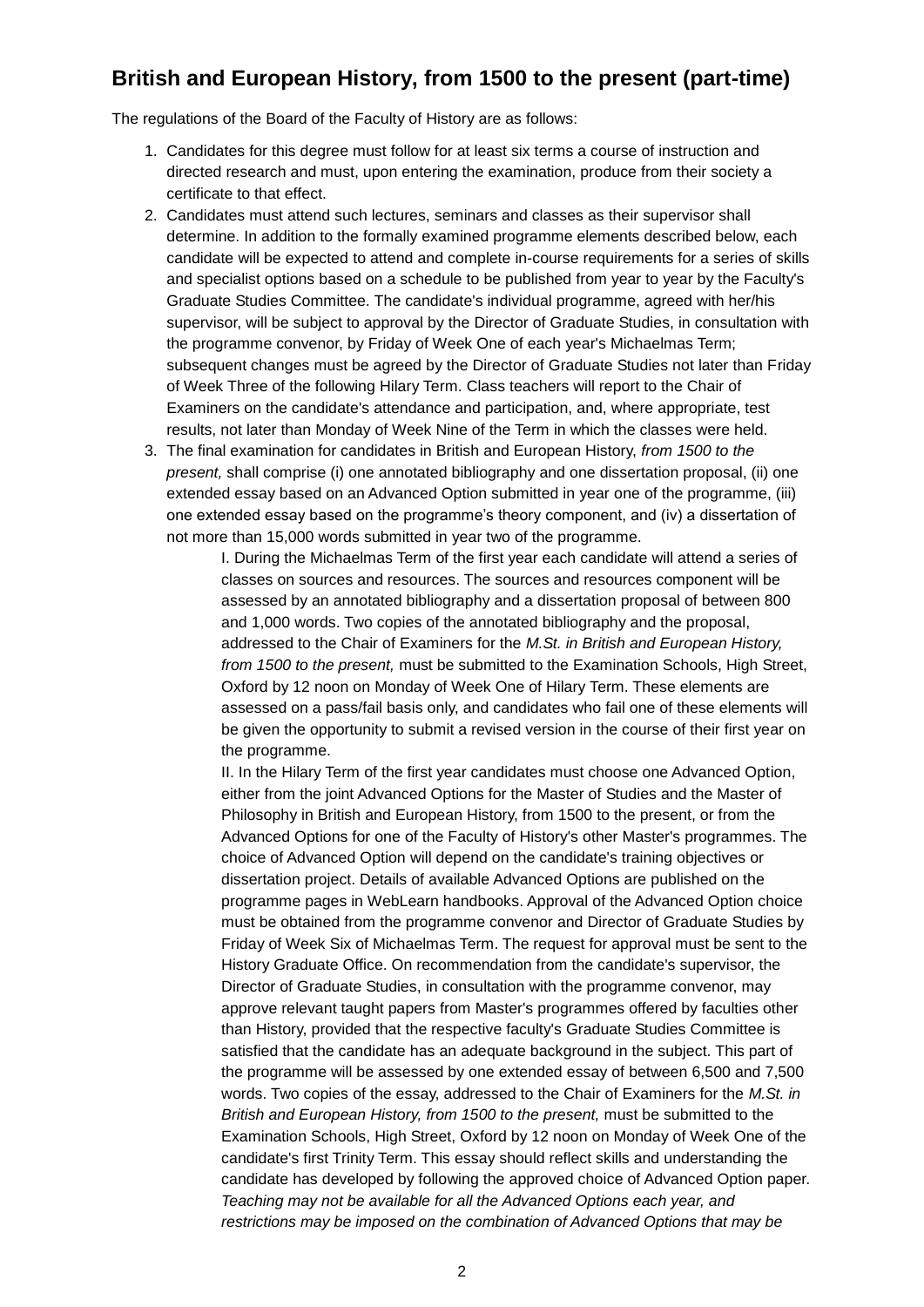## British and European History, from 1500 to the present (part-time)

The regulations of the Board of the Faculty of History are as follows:

1. Candidates for this degree must follow for at least six terms a course of instruction and directed research and must, upon entering the examination, produce from their society a certificate to that effect.
2. Candidates must attend such lectures, seminars and classes as their supervisor shall determine. In addition to the formally examined programme elements described below, each candidate will be expected to attend and complete in-course requirements for a series of skills and specialist options based on a schedule to be published from year to year by the Faculty's Graduate Studies Committee. The candidate's individual programme, agreed with her/his supervisor, will be subject to approval by the Director of Graduate Studies, in consultation with the programme convenor, by Friday of Week One of each year's Michaelmas Term; subsequent changes must be agreed by the Director of Graduate Studies not later than Friday of Week Three of the following Hilary Term. Class teachers will report to the Chair of Examiners on the candidate's attendance and participation, and, where appropriate, test results, not later than Monday of Week Nine of the Term in which the classes were held.
3. The final examination for candidates in British and European History, *from 1500 to the present,* shall comprise (i) one annotated bibliography and one dissertation proposal, (ii) one extended essay based on an Advanced Option submitted in year one of the programme, (iii) one extended essay based on the programme's theory component, and (iv) a dissertation of not more than 15,000 words submitted in year two of the programme.

   I. During the Michaelmas Term of the first year each candidate will attend a series of classes on sources and resources. The sources and resources component will be assessed by an annotated bibliography and a dissertation proposal of between 800 and 1,000 words. Two copies of the annotated bibliography and the proposal, addressed to the Chair of Examiners for the *M.St. in British and European History, from 1500 to the present,* must be submitted to the Examination Schools, High Street, Oxford by 12 noon on Monday of Week One of Hilary Term. These elements are assessed on a pass/fail basis only, and candidates who fail one of these elements will be given the opportunity to submit a revised version in the course of their first year on the programme.

   II. In the Hilary Term of the first year candidates must choose one Advanced Option, either from the joint Advanced Options for the Master of Studies and the Master of Philosophy in British and European History, from 1500 to the present, or from the Advanced Options for one of the Faculty of History's other Master's programmes. The choice of Advanced Option will depend on the candidate's training objectives or dissertation project. Details of available Advanced Options are published on the programme pages in WebLearn handbooks. Approval of the Advanced Option choice must be obtained from the programme convenor and Director of Graduate Studies by Friday of Week Six of Michaelmas Term. The request for approval must be sent to the History Graduate Office. On recommendation from the candidate's supervisor, the Director of Graduate Studies, in consultation with the programme convenor, may approve relevant taught papers from Master's programmes offered by faculties other than History, provided that the respective faculty's Graduate Studies Committee is satisfied that the candidate has an adequate background in the subject. This part of the programme will be assessed by one extended essay of between 6,500 and 7,500 words. Two copies of the essay, addressed to the Chair of Examiners for the *M.St. in British and European History, from 1500 to the present,* must be submitted to the Examination Schools, High Street, Oxford by 12 noon on Monday of Week One of the candidate's first Trinity Term. This essay should reflect skills and understanding the candidate has developed by following the approved choice of Advanced Option paper. *Teaching may not be available for all the Advanced Options each year, and restrictions may be imposed on the combination of Advanced Options that may be*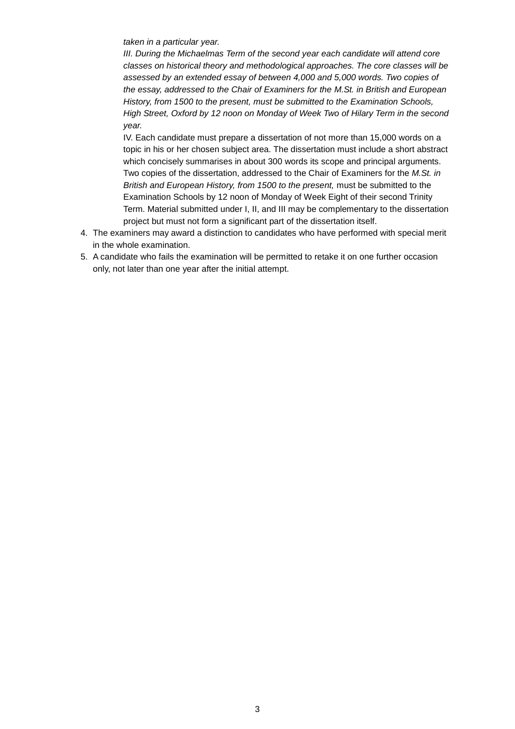*taken in a particular year.*

*III. During the Michaelmas Term of the second year each candidate will attend core classes on historical theory and methodological approaches. The core classes will be assessed by an extended essay of between 4,000 and 5,000 words. Two copies of the essay, addressed to the Chair of Examiners for the M.St. in British and European History, from 1500 to the present, must be submitted to the Examination Schools, High Street, Oxford by 12 noon on Monday of Week Two of Hilary Term in the second year.*

IV. Each candidate must prepare a dissertation of not more than 15,000 words on a topic in his or her chosen subject area. The dissertation must include a short abstract which concisely summarises in about 300 words its scope and principal arguments. Two copies of the dissertation, addressed to the Chair of Examiners for the *M.St. in British and European History, from 1500 to the present,* must be submitted to the Examination Schools by 12 noon of Monday of Week Eight of their second Trinity Term. Material submitted under I, II, and III may be complementary to the dissertation project but must not form a significant part of the dissertation itself.

4. The examiners may award a distinction to candidates who have performed with special merit in the whole examination.
5. A candidate who fails the examination will be permitted to retake it on one further occasion only, not later than one year after the initial attempt.